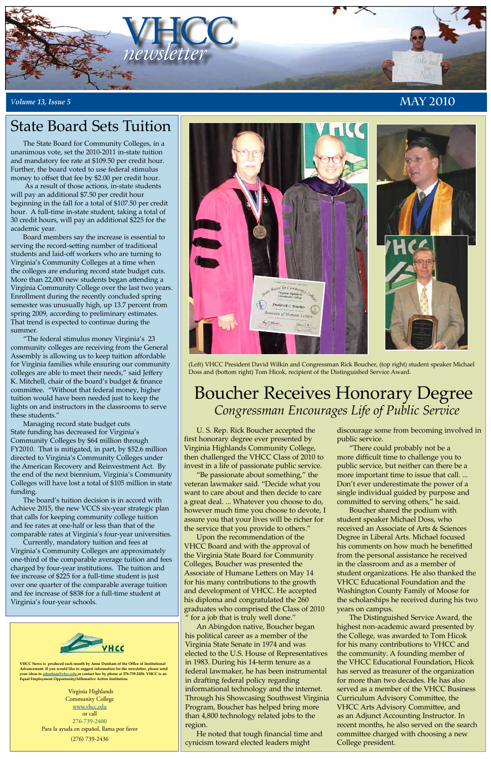# VHCC newsletter

*Volume 13, Issue 5* — MAY 2010

## State Board Sets Tuition

The State Board for Community Colleges, in a unanimous vote, set the 2010-2011 in-state tuition and mandatory fee rate at $109.50 per credit hour. Further, the board voted to use federal stimulus money to offset that fee by $2.00 per credit hour.

As a result of those actions, in-state students will pay an additional $7.50 per credit hour beginning in the fall for a total of $107.50 per credit hour. A full-time in-state student, taking a total of 30 credit hours, will pay an additional $225 for the academic year.

Board members say the increase is essential to serving the record-setting number of traditional students and laid-off workers who are turning to Virginia's Community Colleges at a time when the colleges are enduring record state budget cuts. More than 22,000 new students began attending a Virginia Community College over the last two years. Enrollment during the recently concluded spring semester was unusually high, up 13.7 percent from spring 2009, according to preliminary estimates. That trend is expected to continue during the summer.

"The federal stimulus money Virginia's 23 community colleges are receiving from the General Assembly is allowing us to keep tuition affordable for Virginia families while ensuring our community colleges are able to meet their needs," said Jeffery K. Mitchell, chair of the board's budget & finance committee. "Without that federal money, higher tuition would have been needed just to keep the lights on and instructors in the classrooms to serve these students."

Managing record state budget cuts
State funding has decreased for Virginia's Community Colleges by $64 million through FY2010. That is mitigated, in part, by $52.6 million directed to Virginia's Community Colleges under the American Recovery and Reinvestment Act. By the end of the next biennium, Virginia's Community Colleges will have lost a total of $105 million in state funding.

The board's tuition decision is in accord with Achieve 2015, the new VCCS six-year strategic plan that calls for keeping community college tuition and fee rates at one-half or less than that of the comparable rates at Virginia's four-year universities.

Currently, mandatory tuition and fees at Virginia's Community Colleges are approximately one-third of the comparable average tuition and fees charged by four-year institutions. The tuition and fee increase of $225 for a full-time student is just over one quarter of the comparable average tuition and fee increase of $838 for a full-time student at Virginia's four-year schools.

---

VHCC News is produced each month by Anne Dunham of the Office of Institutional Advancement. If you would like to suggest information for the newsletter, please send your ideas to adunham@vhcc.edu or contact her by phone at 276-739-2456. VHCC is an Equal Employment Opportunity/Affirmative Action Institution.

Virginia Highlands
Community College
www.vhcc.edu
or call
276-739-2400
Para la ayuda en español, llama por favor
(276) 739-2436

---

(Left) VHCC President David Wilkin and Congressman Rick Boucher, (top right) student speaker Michael Doss and (bottom right) Tom Hicok, recipient of the Distinguished Service Award.

## Boucher Receives Honorary Degree
### *Congressman Encourages Life of Public Service*

U. S. Rep. Rick Boucher accepted the first honorary degree ever presented by Virginia Highlands Community College, then challenged the VHCC Class of 2010 to invest in a life of passionate public service.

"Be passionate about something," the veteran lawmaker said. "Decide what you want to care about and then decide to care a great deal. ... Whatever you choose to do, however much time you choose to devote, I assure you that your lives will be richer for the service that you provide to others."

Upon the recommendation of the VHCC Board and with the approval of the Virginia State Board for Community Colleges, Boucher was presented the Associate of Humane Letters on May 14 for his many contributions to the growth and development of VHCC. He accepted his diploma and congratulated the 260 graduates who comprised the Class of 2010 " for a job that is truly well done."

An Abingdon native, Boucher began his political career as a member of the Virginia State Senate in 1974 and was elected to the U.S. House of Representatives in 1983. During his 14-term tenure as a federal lawmaker, he has been instrumental in drafting federal policy regarding informational technology and the internet. Through his Showcasing Southwest Virginia Program, Boucher has helped bring more than 4,800 technology related jobs to the region.

He noted that tough financial time and cynicism toward elected leaders might discourage some from becoming involved in public service.

"There could probably not be a more difficult time to challenge you to public service, but neither can there be a more important time to issue that call. ... Don't ever underestimate the power of a single individual guided by purpose and committed to serving others," he said.

Boucher shared the podium with student speaker Michael Doss, who received an Associate of Arts & Sciences Degree in Liberal Arts. Michael focused his comments on how much he benefitted from the personal assistance he received in the classroom and as a member of student organizations. He also thanked the VHCC Educational Foundation and the Washington County Family of Moose for the scholarships he received during his two years on campus.

The Distinguished Service Award, the highest non-academic award presented by the College, was awarded to Tom Hicok for his many contributions to VHCC and the community. A founding member of the VHCC Educational Foundation, Hicok has served as treasurer of the organization for more than two decades. He has also served as a member of the VHCC Business Curriculum Advisory Committee, the VHCC Arts Advisory Committee, and as an Adjunct Accounting Instructor. In recent months, he also served on the search committee charged with choosing a new College president.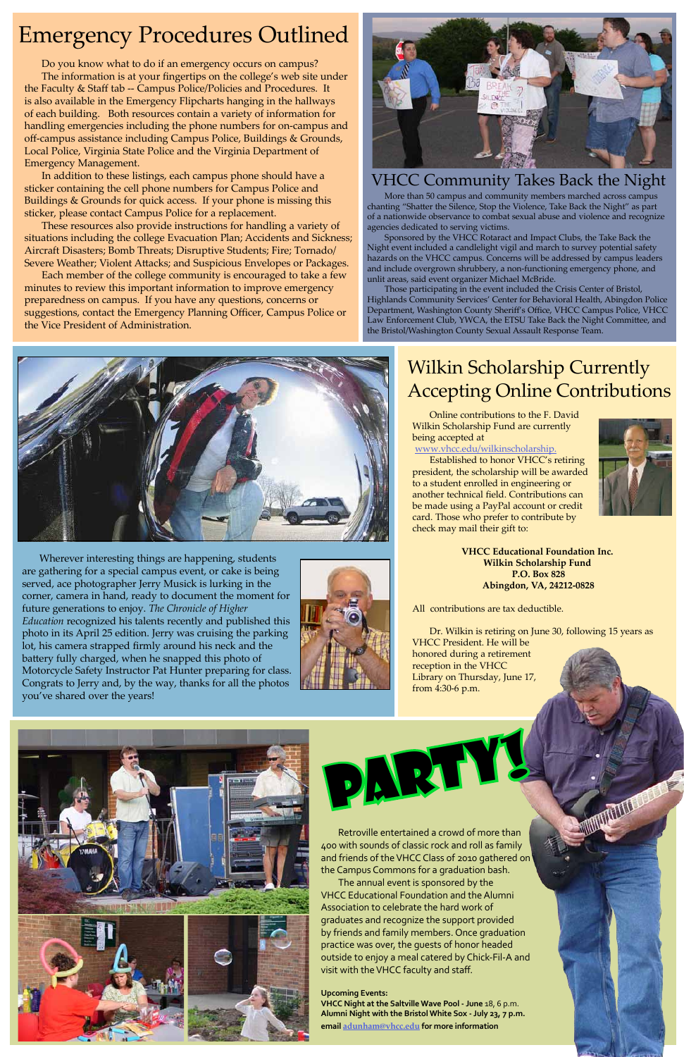# Emergency Procedures Outlined

Do you know what to do if an emergency occurs on campus?

The information is at your fingertips on the college's web site under the Faculty & Staff tab -- Campus Police/Policies and Procedures. It is also available in the Emergency Flipcharts hanging in the hallways of each building. Both resources contain a variety of information for handling emergencies including the phone numbers for on-campus and off-campus assistance including Campus Police, Buildings & Grounds, Local Police, Virginia State Police and the Virginia Department of Emergency Management.

In addition to these listings, each campus phone should have a sticker containing the cell phone numbers for Campus Police and Buildings & Grounds for quick access. If your phone is missing this sticker, please contact Campus Police for a replacement.

These resources also provide instructions for handling a variety of situations including the college Evacuation Plan; Accidents and Sickness; Aircraft Disasters; Bomb Threats; Disruptive Students; Fire; Tornado/Severe Weather; Violent Attacks; and Suspicious Envelopes or Packages.

Each member of the college community is encouraged to take a few minutes to review this important information to improve emergency preparedness on campus. If you have any questions, concerns or suggestions, contact the Emergency Planning Officer, Campus Police or the Vice President of Administration.

# VHCC Community Takes Back the Night

More than 50 campus and community members marched across campus chanting "Shatter the Silence, Stop the Violence, Take Back the Night" as part of a nationwide observance to combat sexual abuse and violence and recognize agencies dedicated to serving victims.

Sponsored by the VHCC Rotaract and Impact Clubs, the Take Back the Night event included a candlelight vigil and march to survey potential safety hazards on the VHCC campus. Concerns will be addressed by campus leaders and include overgrown shrubbery, a non-functioning emergency phone, and unlit areas, said event organizer Michael McBride.

Those participating in the event included the Crisis Center of Bristol, Highlands Community Services' Center for Behavioral Health, Abingdon Police Department, Washington County Sheriff's Office, VHCC Campus Police, VHCC Law Enforcement Club, YWCA, the ETSU Take Back the Night Committee, and the Bristol/Washington County Sexual Assault Response Team.

Wherever interesting things are happening, students are gathering for a special campus event, or cake is being served, ace photographer Jerry Musick is lurking in the corner, camera in hand, ready to document the moment for future generations to enjoy. *The Chronicle of Higher Education* recognized his talents recently and published this photo in its April 25 edition. Jerry was cruising the parking lot, his camera strapped firmly around his neck and the battery fully charged, when he snapped this photo of Motorcycle Safety Instructor Pat Hunter preparing for class. Congrats to Jerry and, by the way, thanks for all the photos you've shared over the years!

# Wilkin Scholarship Currently Accepting Online Contributions

Online contributions to the F. David Wilkin Scholarship Fund are currently being accepted at www.vhcc.edu/wilkinscholarship.

Established to honor VHCC's retiring president, the scholarship will be awarded to a student enrolled in engineering or another technical field. Contributions can be made using a PayPal account or credit card. Those who prefer to contribute by check may mail their gift to:

**VHCC Educational Foundation Inc.**
**Wilkin Scholarship Fund**
**P.O. Box 828**
**Abingdon, VA, 24212-0828**

All contributions are tax deductible.

Dr. Wilkin is retiring on June 30, following 15 years as VHCC President. He will be honored during a retirement reception in the VHCC Library on Thursday, June 17, from 4:30-6 p.m.

# PARTY!

Retroville entertained a crowd of more than 400 with sounds of classic rock and roll as family and friends of the VHCC Class of 2010 gathered on the Campus Commons for a graduation bash.

The annual event is sponsored by the VHCC Educational Foundation and the Alumni Association to celebrate the hard work of graduates and recognize the support provided by friends and family members. Once graduation practice was over, the guests of honor headed outside to enjoy a meal catered by Chick-Fil-A and visit with the VHCC faculty and staff.

**Upcoming Events:**
**VHCC Night at the Saltville Wave Pool - June 18, 6 p.m.**
**Alumni Night with the Bristol White Sox - July 23, 7 p.m.**
**email adunham@vhcc.edu for more information**